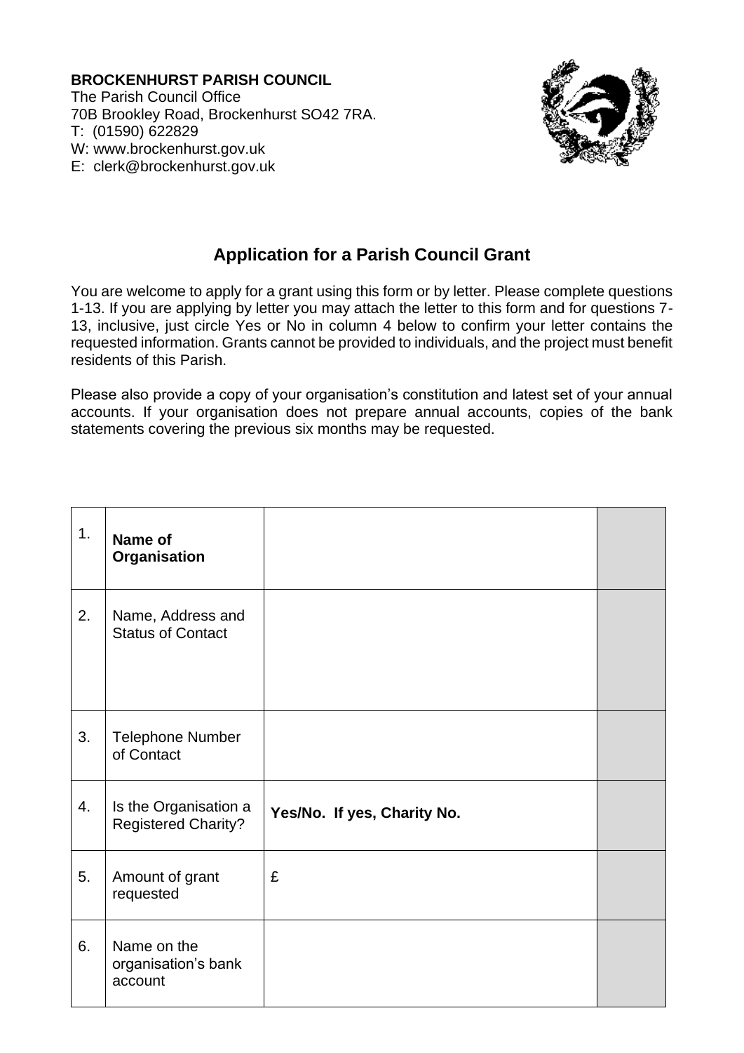**BROCKENHURST PARISH COUNCIL**
The Parish Council Office
70B Brookley Road, Brockenhurst SO42 7RA.
T: (01590) 622829
W: www.brockenhurst.gov.uk
E: clerk@brockenhurst.gov.uk

## Application for a Parish Council Grant

You are welcome to apply for a grant using this form or by letter. Please complete questions 1-13. If you are applying by letter you may attach the letter to this form and for questions 7-13, inclusive, just circle Yes or No in column 4 below to confirm your letter contains the requested information. Grants cannot be provided to individuals, and the project must benefit residents of this Parish.

Please also provide a copy of your organisation's constitution and latest set of your annual accounts. If your organisation does not prepare annual accounts, copies of the bank statements covering the previous six months may be requested.

| | | | |
|---|---|---|---|
| 1. | **Name of Organisation** | | |
| 2. | Name, Address and Status of Contact | | |
| 3. | Telephone Number of Contact | | |
| 4. | Is the Organisation a Registered Charity? | **Yes/No. If yes, Charity No.** | |
| 5. | Amount of grant requested | £ | |
| 6. | Name on the organisation's bank account | | |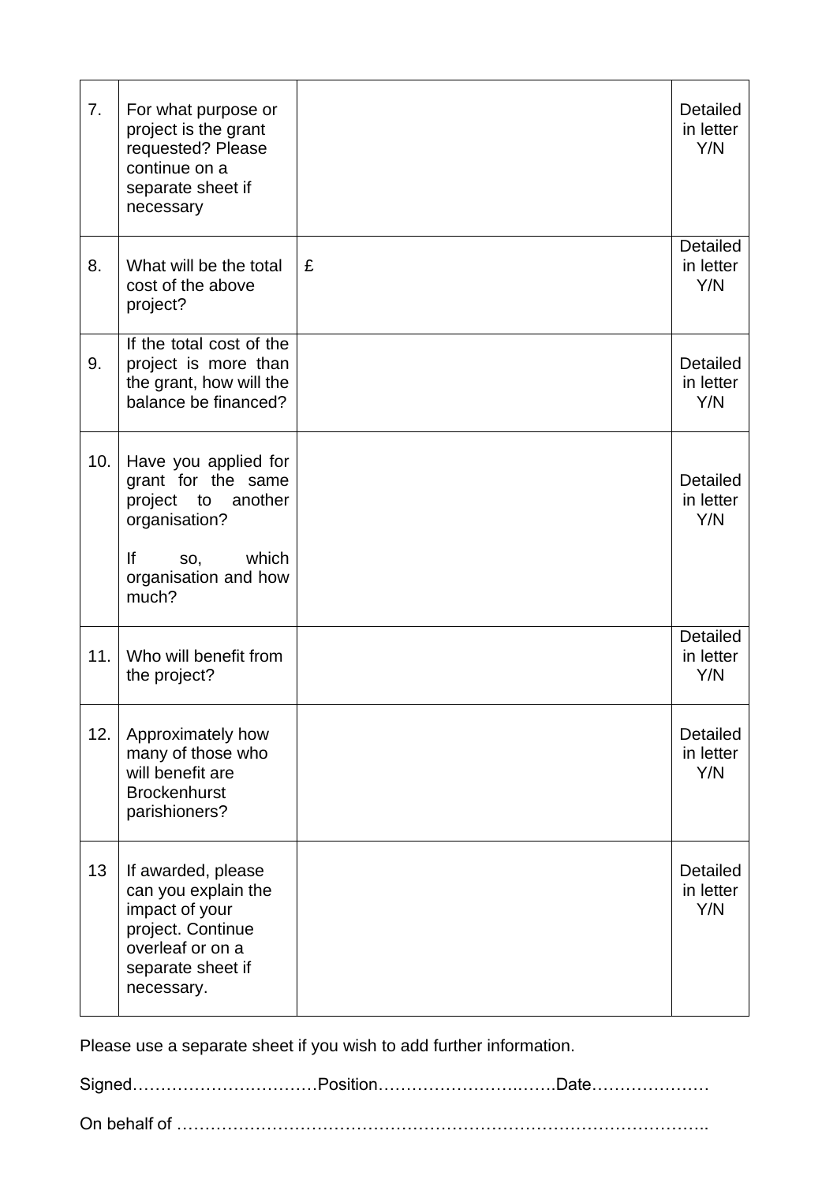| | | | |
|---|---|---|---|
| 7. | For what purpose or project is the grant requested? Please continue on a separate sheet if necessary | | Detailed in letter Y/N |
| 8. | What will be the total cost of the above project? | £ | Detailed in letter Y/N |
| 9. | If the total cost of the project is more than the grant, how will the balance be financed? | | Detailed in letter Y/N |
| 10. | Have you applied for grant for the same project to another organisation?<br><br>If so, which organisation and how much? | | Detailed in letter Y/N |
| 11. | Who will benefit from the project? | | Detailed in letter Y/N |
| 12. | Approximately how many of those who will benefit are Brockenhurst parishioners? | | Detailed in letter Y/N |
| 13 | If awarded, please can you explain the impact of your project. Continue overleaf or on a separate sheet if necessary. | | Detailed in letter Y/N |

Please use a separate sheet if you wish to add further information.

Signed……………………………Position………………………….Date…………………

On behalf of ……………………………………………………………………………….